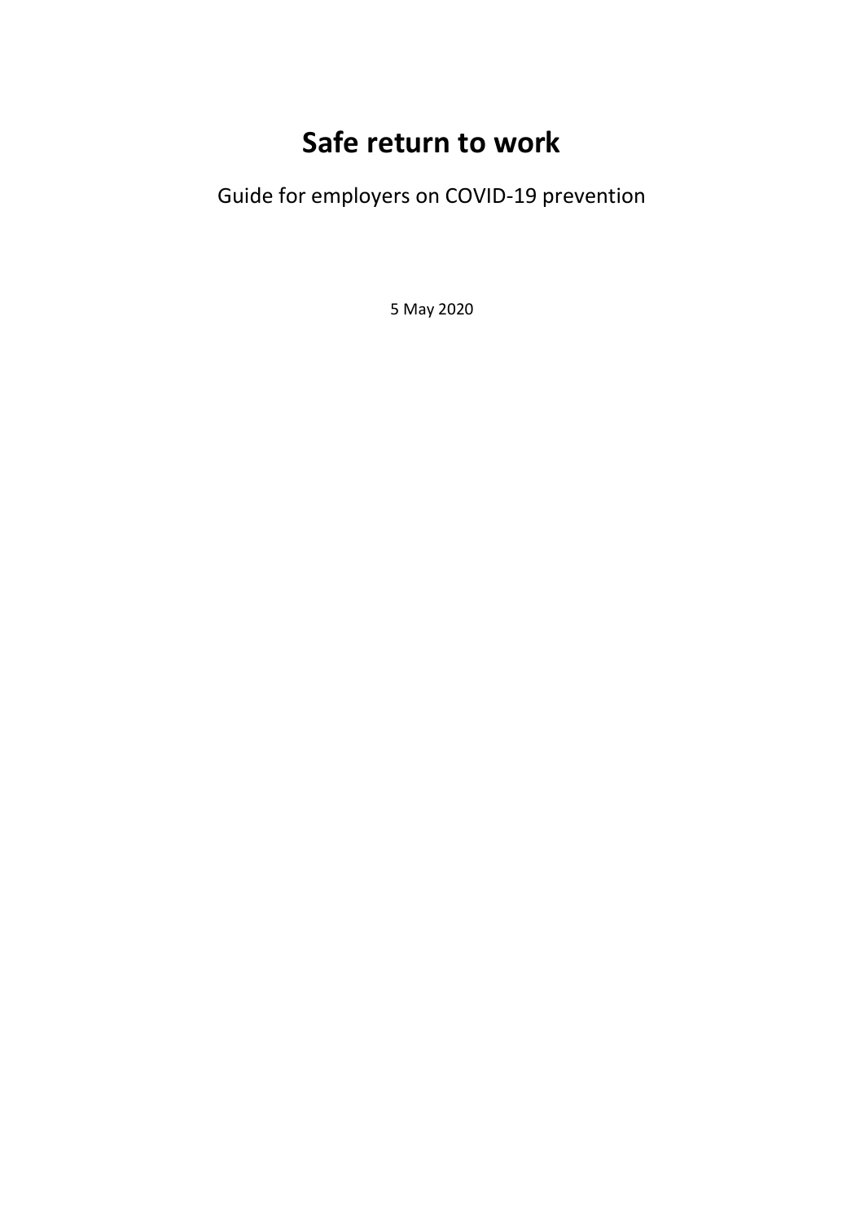# Safe return to work

Guide for employers on COVID-19 prevention

5 May 2020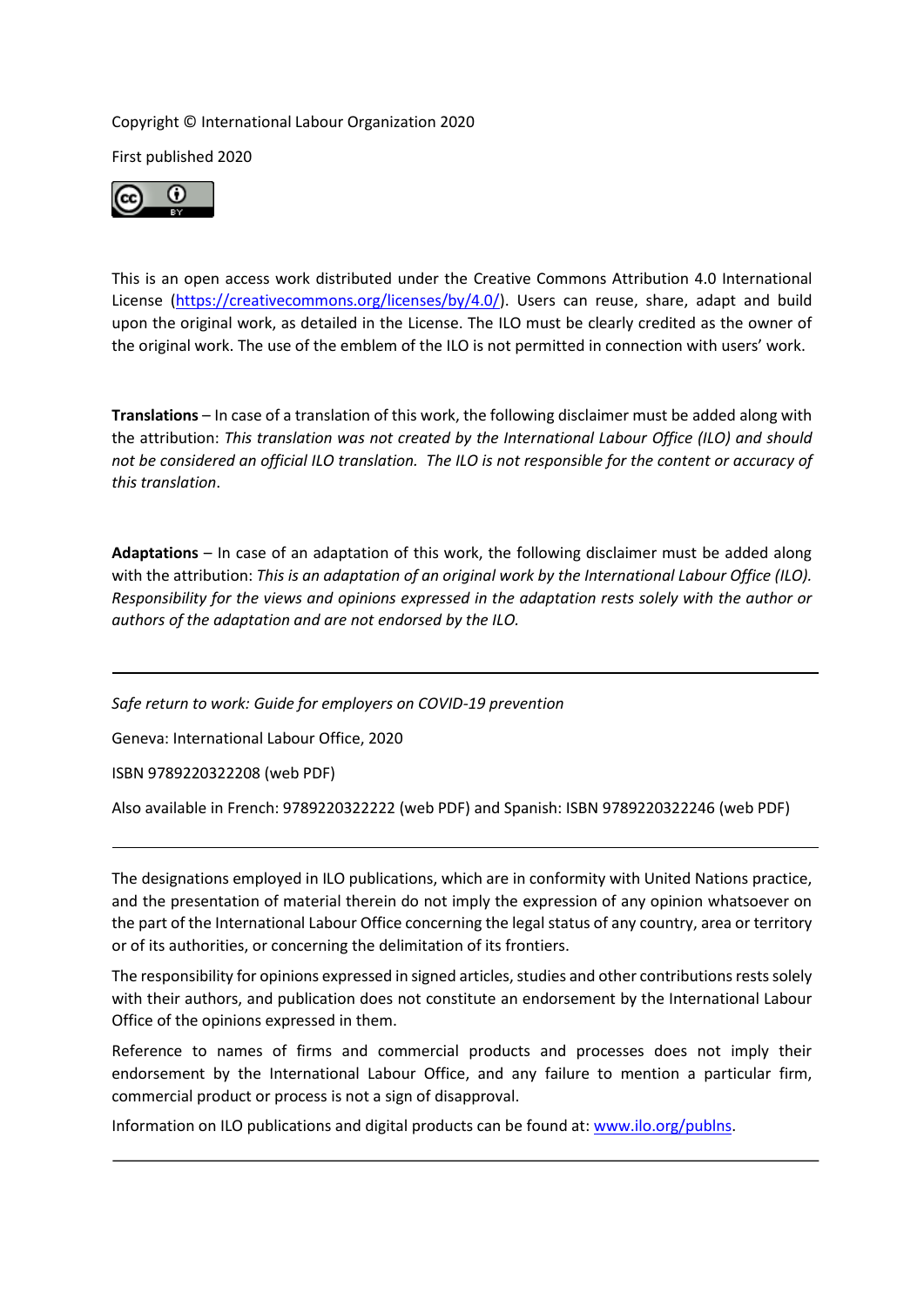Copyright © International Labour Organization 2020

First published 2020

This is an open access work distributed under the Creative Commons Attribution 4.0 International License (https://creativecommons.org/licenses/by/4.0/). Users can reuse, share, adapt and build upon the original work, as detailed in the License. The ILO must be clearly credited as the owner of the original work. The use of the emblem of the ILO is not permitted in connection with users' work.

**Translations** – In case of a translation of this work, the following disclaimer must be added along with the attribution: *This translation was not created by the International Labour Office (ILO) and should not be considered an official ILO translation. The ILO is not responsible for the content or accuracy of this translation.*

**Adaptations** – In case of an adaptation of this work, the following disclaimer must be added along with the attribution: *This is an adaptation of an original work by the International Labour Office (ILO). Responsibility for the views and opinions expressed in the adaptation rests solely with the author or authors of the adaptation and are not endorsed by the ILO.*

---

*Safe return to work: Guide for employers on COVID-19 prevention*

Geneva: International Labour Office, 2020

ISBN 9789220322208 (web PDF)

Also available in French: 9789220322222 (web PDF) and Spanish: ISBN 9789220322246 (web PDF)

---

The designations employed in ILO publications, which are in conformity with United Nations practice, and the presentation of material therein do not imply the expression of any opinion whatsoever on the part of the International Labour Office concerning the legal status of any country, area or territory or of its authorities, or concerning the delimitation of its frontiers.

The responsibility for opinions expressed in signed articles, studies and other contributions rests solely with their authors, and publication does not constitute an endorsement by the International Labour Office of the opinions expressed in them.

Reference to names of firms and commercial products and processes does not imply their endorsement by the International Labour Office, and any failure to mention a particular firm, commercial product or process is not a sign of disapproval.

Information on ILO publications and digital products can be found at: www.ilo.org/publns.

---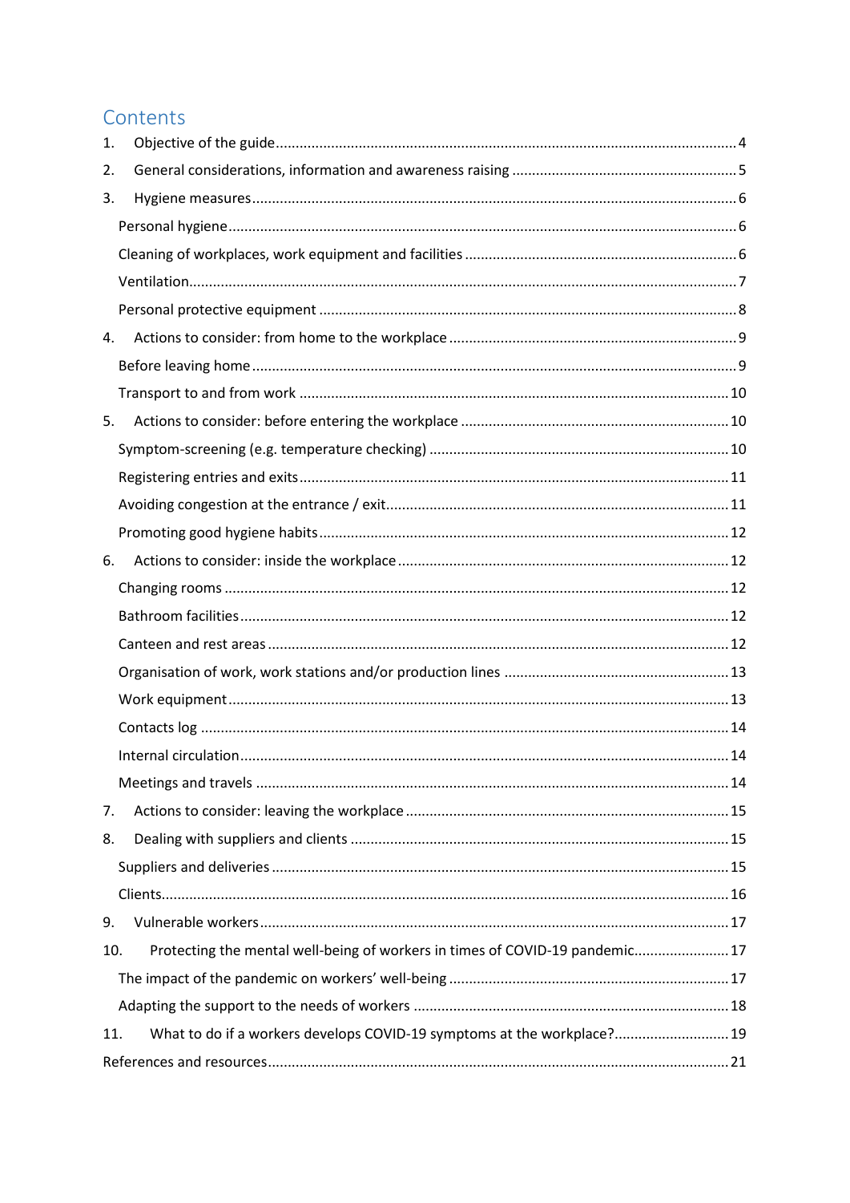# Contents

1. Objective of the guide .......... 4
2. General considerations, information and awareness raising .......... 5
3. Hygiene measures .......... 6
   - Personal hygiene .......... 6
   - Cleaning of workplaces, work equipment and facilities .......... 6
   - Ventilation .......... 7
   - Personal protective equipment .......... 8
4. Actions to consider: from home to the workplace .......... 9
   - Before leaving home .......... 9
   - Transport to and from work .......... 10
5. Actions to consider: before entering the workplace .......... 10
   - Symptom-screening (e.g. temperature checking) .......... 10
   - Registering entries and exits .......... 11
   - Avoiding congestion at the entrance / exit .......... 11
   - Promoting good hygiene habits .......... 12
6. Actions to consider: inside the workplace .......... 12
   - Changing rooms .......... 12
   - Bathroom facilities .......... 12
   - Canteen and rest areas .......... 12
   - Organisation of work, work stations and/or production lines .......... 13
   - Work equipment .......... 13
   - Contacts log .......... 14
   - Internal circulation .......... 14
   - Meetings and travels .......... 14
7. Actions to consider: leaving the workplace .......... 15
8. Dealing with suppliers and clients .......... 15
   - Suppliers and deliveries .......... 15
   - Clients .......... 16
9. Vulnerable workers .......... 17
10. Protecting the mental well-being of workers in times of COVID-19 pandemic .......... 17
    - The impact of the pandemic on workers' well-being .......... 17
    - Adapting the support to the needs of workers .......... 18
11. What to do if a workers develops COVID-19 symptoms at the workplace? .......... 19

References and resources .......... 21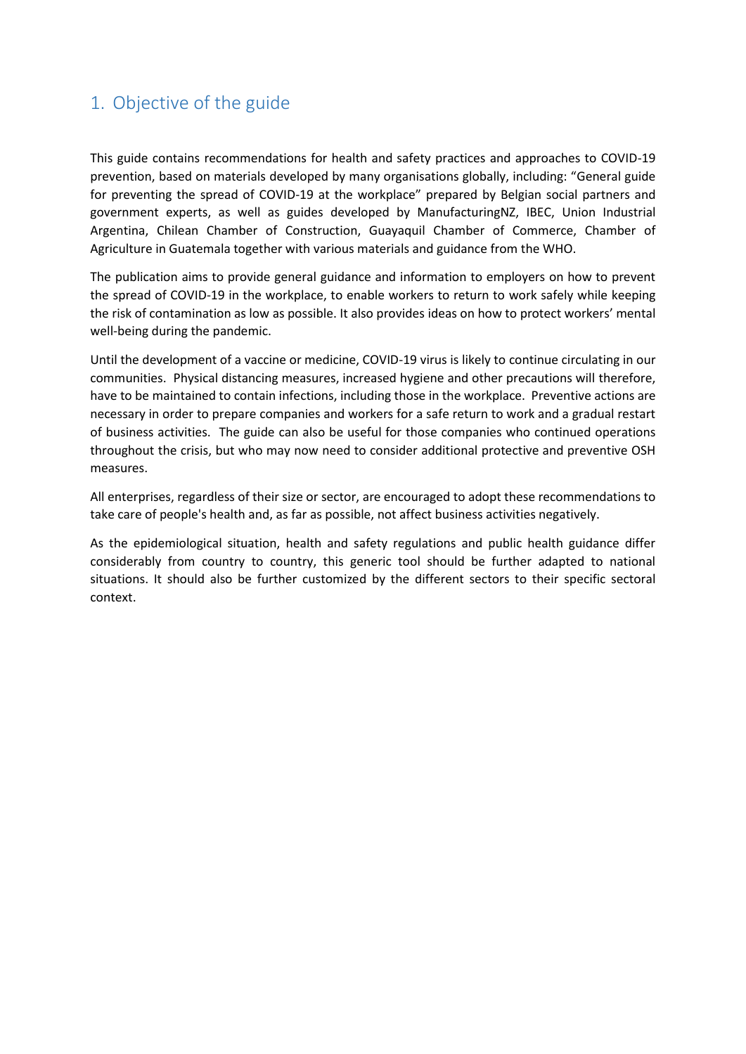## 1. Objective of the guide

This guide contains recommendations for health and safety practices and approaches to COVID-19 prevention, based on materials developed by many organisations globally, including: "General guide for preventing the spread of COVID-19 at the workplace" prepared by Belgian social partners and government experts, as well as guides developed by ManufacturingNZ, IBEC, Union Industrial Argentina, Chilean Chamber of Construction, Guayaquil Chamber of Commerce, Chamber of Agriculture in Guatemala together with various materials and guidance from the WHO.

The publication aims to provide general guidance and information to employers on how to prevent the spread of COVID-19 in the workplace, to enable workers to return to work safely while keeping the risk of contamination as low as possible. It also provides ideas on how to protect workers' mental well-being during the pandemic.

Until the development of a vaccine or medicine, COVID-19 virus is likely to continue circulating in our communities. Physical distancing measures, increased hygiene and other precautions will therefore, have to be maintained to contain infections, including those in the workplace. Preventive actions are necessary in order to prepare companies and workers for a safe return to work and a gradual restart of business activities. The guide can also be useful for those companies who continued operations throughout the crisis, but who may now need to consider additional protective and preventive OSH measures.

All enterprises, regardless of their size or sector, are encouraged to adopt these recommendations to take care of people's health and, as far as possible, not affect business activities negatively.

As the epidemiological situation, health and safety regulations and public health guidance differ considerably from country to country, this generic tool should be further adapted to national situations. It should also be further customized by the different sectors to their specific sectoral context.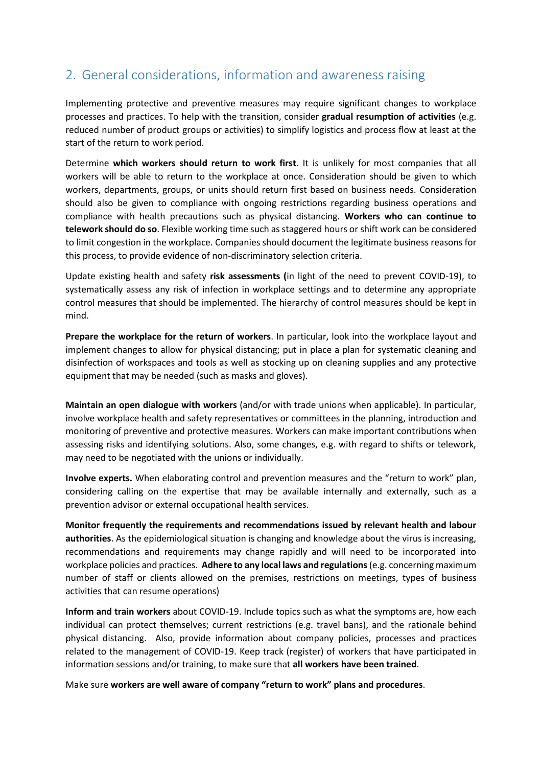## 2. General considerations, information and awareness raising

Implementing protective and preventive measures may require significant changes to workplace processes and practices. To help with the transition, consider **gradual resumption of activities** (e.g. reduced number of product groups or activities) to simplify logistics and process flow at least at the start of the return to work period.

Determine **which workers should return to work first**. It is unlikely for most companies that all workers will be able to return to the workplace at once. Consideration should be given to which workers, departments, groups, or units should return first based on business needs. Consideration should also be given to compliance with ongoing restrictions regarding business operations and compliance with health precautions such as physical distancing. **Workers who can continue to telework should do so**. Flexible working time such as staggered hours or shift work can be considered to limit congestion in the workplace. Companies should document the legitimate business reasons for this process, to provide evidence of non-discriminatory selection criteria.

Update existing health and safety **risk assessments (**in light of the need to prevent COVID-19), to systematically assess any risk of infection in workplace settings and to determine any appropriate control measures that should be implemented. The hierarchy of control measures should be kept in mind.

**Prepare the workplace for the return of workers**. In particular, look into the workplace layout and implement changes to allow for physical distancing; put in place a plan for systematic cleaning and disinfection of workspaces and tools as well as stocking up on cleaning supplies and any protective equipment that may be needed (such as masks and gloves).

**Maintain an open dialogue with workers** (and/or with trade unions when applicable). In particular, involve workplace health and safety representatives or committees in the planning, introduction and monitoring of preventive and protective measures. Workers can make important contributions when assessing risks and identifying solutions. Also, some changes, e.g. with regard to shifts or telework, may need to be negotiated with the unions or individually.

**Involve experts.** When elaborating control and prevention measures and the "return to work" plan, considering calling on the expertise that may be available internally and externally, such as a prevention advisor or external occupational health services.

**Monitor frequently the requirements and recommendations issued by relevant health and labour authorities**. As the epidemiological situation is changing and knowledge about the virus is increasing, recommendations and requirements may change rapidly and will need to be incorporated into workplace policies and practices. **Adhere to any local laws and regulations** (e.g. concerning maximum number of staff or clients allowed on the premises, restrictions on meetings, types of business activities that can resume operations)

**Inform and train workers** about COVID-19. Include topics such as what the symptoms are, how each individual can protect themselves; current restrictions (e.g. travel bans), and the rationale behind physical distancing. Also, provide information about company policies, processes and practices related to the management of COVID-19. Keep track (register) of workers that have participated in information sessions and/or training, to make sure that **all workers have been trained**.

Make sure **workers are well aware of company "return to work" plans and procedures**.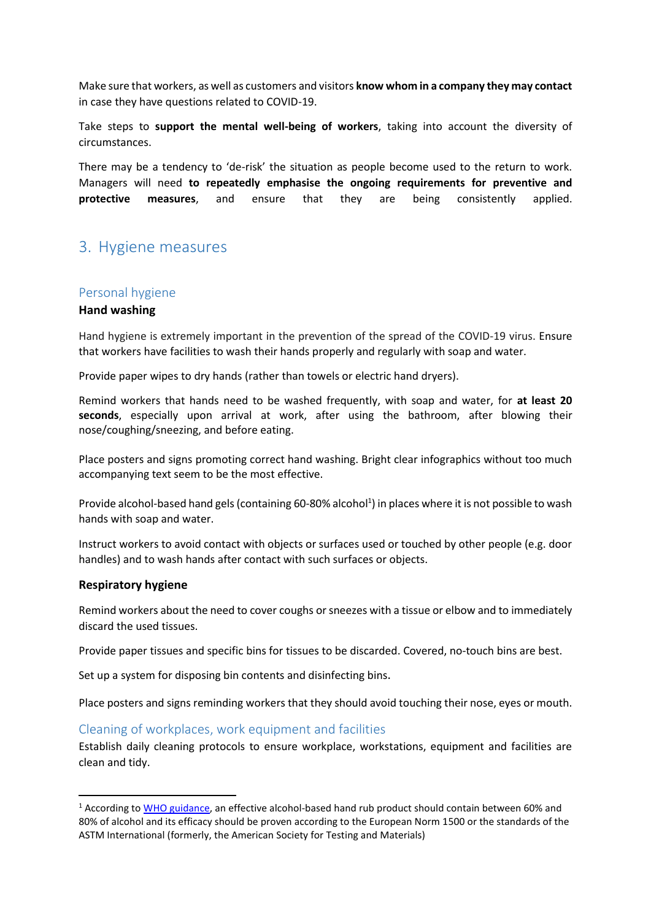Make sure that workers, as well as customers and visitors **know whom in a company they may contact** in case they have questions related to COVID-19.

Take steps to **support the mental well-being of workers**, taking into account the diversity of circumstances.

There may be a tendency to 'de-risk' the situation as people become used to the return to work. Managers will need **to repeatedly emphasise the ongoing requirements for preventive and protective measures**, and ensure that they are being consistently applied.

## 3. Hygiene measures

### Personal hygiene

**Hand washing**

Hand hygiene is extremely important in the prevention of the spread of the COVID-19 virus. Ensure that workers have facilities to wash their hands properly and regularly with soap and water.

Provide paper wipes to dry hands (rather than towels or electric hand dryers).

Remind workers that hands need to be washed frequently, with soap and water, for **at least 20 seconds**, especially upon arrival at work, after using the bathroom, after blowing their nose/coughing/sneezing, and before eating.

Place posters and signs promoting correct hand washing. Bright clear infographics without too much accompanying text seem to be the most effective.

Provide alcohol-based hand gels (containing 60-80% alcohol[1]) in places where it is not possible to wash hands with soap and water.

Instruct workers to avoid contact with objects or surfaces used or touched by other people (e.g. door handles) and to wash hands after contact with such surfaces or objects.

**Respiratory hygiene**

Remind workers about the need to cover coughs or sneezes with a tissue or elbow and to immediately discard the used tissues.

Provide paper tissues and specific bins for tissues to be discarded. Covered, no-touch bins are best.

Set up a system for disposing bin contents and disinfecting bins.

Place posters and signs reminding workers that they should avoid touching their nose, eyes or mouth.

### Cleaning of workplaces, work equipment and facilities

Establish daily cleaning protocols to ensure workplace, workstations, equipment and facilities are clean and tidy.

---

[1] According to WHO guidance, an effective alcohol-based hand rub product should contain between 60% and 80% of alcohol and its efficacy should be proven according to the European Norm 1500 or the standards of the ASTM International (formerly, the American Society for Testing and Materials)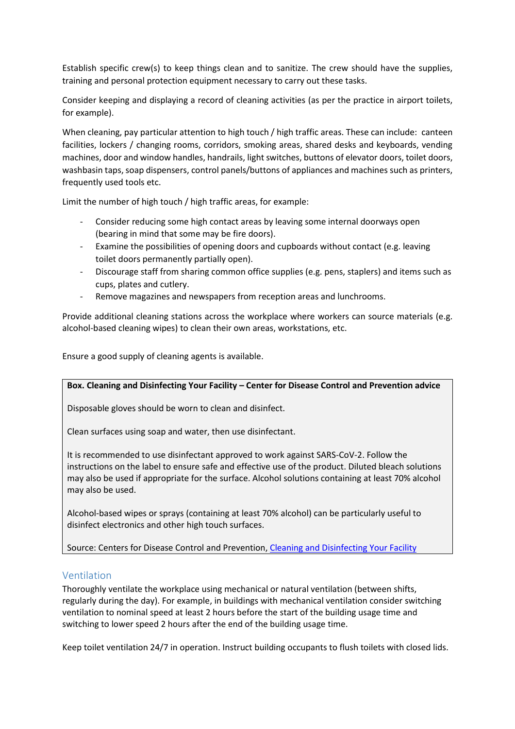Establish specific crew(s) to keep things clean and to sanitize. The crew should have the supplies, training and personal protection equipment necessary to carry out these tasks.

Consider keeping and displaying a record of cleaning activities (as per the practice in airport toilets, for example).

When cleaning, pay particular attention to high touch / high traffic areas. These can include: canteen facilities, lockers / changing rooms, corridors, smoking areas, shared desks and keyboards, vending machines, door and window handles, handrails, light switches, buttons of elevator doors, toilet doors, washbasin taps, soap dispensers, control panels/buttons of appliances and machines such as printers, frequently used tools etc.

Limit the number of high touch / high traffic areas, for example:

- Consider reducing some high contact areas by leaving some internal doorways open (bearing in mind that some may be fire doors).
- Examine the possibilities of opening doors and cupboards without contact (e.g. leaving toilet doors permanently partially open).
- Discourage staff from sharing common office supplies (e.g. pens, staplers) and items such as cups, plates and cutlery.
- Remove magazines and newspapers from reception areas and lunchrooms.

Provide additional cleaning stations across the workplace where workers can source materials (e.g. alcohol-based cleaning wipes) to clean their own areas, workstations, etc.

Ensure a good supply of cleaning agents is available.

> **Box. Cleaning and Disinfecting Your Facility – Center for Disease Control and Prevention advice**
>
> Disposable gloves should be worn to clean and disinfect.
>
> Clean surfaces using soap and water, then use disinfectant.
>
> It is recommended to use disinfectant approved to work against SARS-CoV-2. Follow the instructions on the label to ensure safe and effective use of the product. Diluted bleach solutions may also be used if appropriate for the surface. Alcohol solutions containing at least 70% alcohol may also be used.
>
> Alcohol-based wipes or sprays (containing at least 70% alcohol) can be particularly useful to disinfect electronics and other high touch surfaces.
>
> Source: Centers for Disease Control and Prevention, Cleaning and Disinfecting Your Facility

## Ventilation

Thoroughly ventilate the workplace using mechanical or natural ventilation (between shifts, regularly during the day). For example, in buildings with mechanical ventilation consider switching ventilation to nominal speed at least 2 hours before the start of the building usage time and switching to lower speed 2 hours after the end of the building usage time.

Keep toilet ventilation 24/7 in operation. Instruct building occupants to flush toilets with closed lids.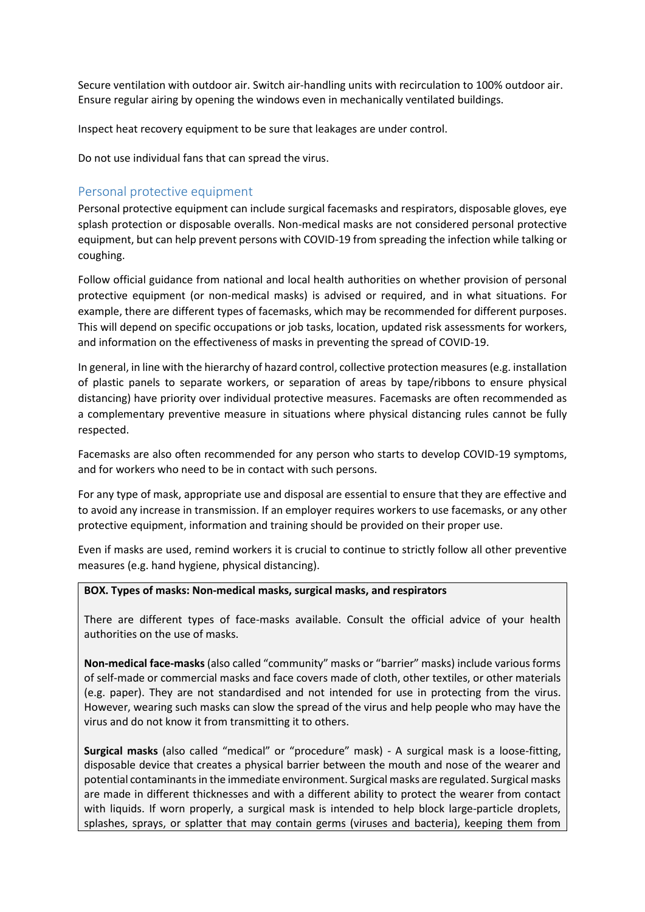Secure ventilation with outdoor air. Switch air-handling units with recirculation to 100% outdoor air. Ensure regular airing by opening the windows even in mechanically ventilated buildings.

Inspect heat recovery equipment to be sure that leakages are under control.

Do not use individual fans that can spread the virus.

## Personal protective equipment

Personal protective equipment can include surgical facemasks and respirators, disposable gloves, eye splash protection or disposable overalls. Non-medical masks are not considered personal protective equipment, but can help prevent persons with COVID-19 from spreading the infection while talking or coughing.

Follow official guidance from national and local health authorities on whether provision of personal protective equipment (or non-medical masks) is advised or required, and in what situations. For example, there are different types of facemasks, which may be recommended for different purposes. This will depend on specific occupations or job tasks, location, updated risk assessments for workers, and information on the effectiveness of masks in preventing the spread of COVID-19.

In general, in line with the hierarchy of hazard control, collective protection measures (e.g. installation of plastic panels to separate workers, or separation of areas by tape/ribbons to ensure physical distancing) have priority over individual protective measures. Facemasks are often recommended as a complementary preventive measure in situations where physical distancing rules cannot be fully respected.

Facemasks are also often recommended for any person who starts to develop COVID-19 symptoms, and for workers who need to be in contact with such persons.

For any type of mask, appropriate use and disposal are essential to ensure that they are effective and to avoid any increase in transmission. If an employer requires workers to use facemasks, or any other protective equipment, information and training should be provided on their proper use.

Even if masks are used, remind workers it is crucial to continue to strictly follow all other preventive measures (e.g. hand hygiene, physical distancing).

**BOX. Types of masks: Non-medical masks, surgical masks, and respirators**

There are different types of face-masks available. Consult the official advice of your health authorities on the use of masks.

**Non-medical face-masks** (also called "community" masks or "barrier" masks) include various forms of self-made or commercial masks and face covers made of cloth, other textiles, or other materials (e.g. paper). They are not standardised and not intended for use in protecting from the virus. However, wearing such masks can slow the spread of the virus and help people who may have the virus and do not know it from transmitting it to others.

**Surgical masks** (also called "medical" or "procedure" mask) - A surgical mask is a loose-fitting, disposable device that creates a physical barrier between the mouth and nose of the wearer and potential contaminants in the immediate environment. Surgical masks are regulated. Surgical masks are made in different thicknesses and with a different ability to protect the wearer from contact with liquids. If worn properly, a surgical mask is intended to help block large-particle droplets, splashes, sprays, or splatter that may contain germs (viruses and bacteria), keeping them from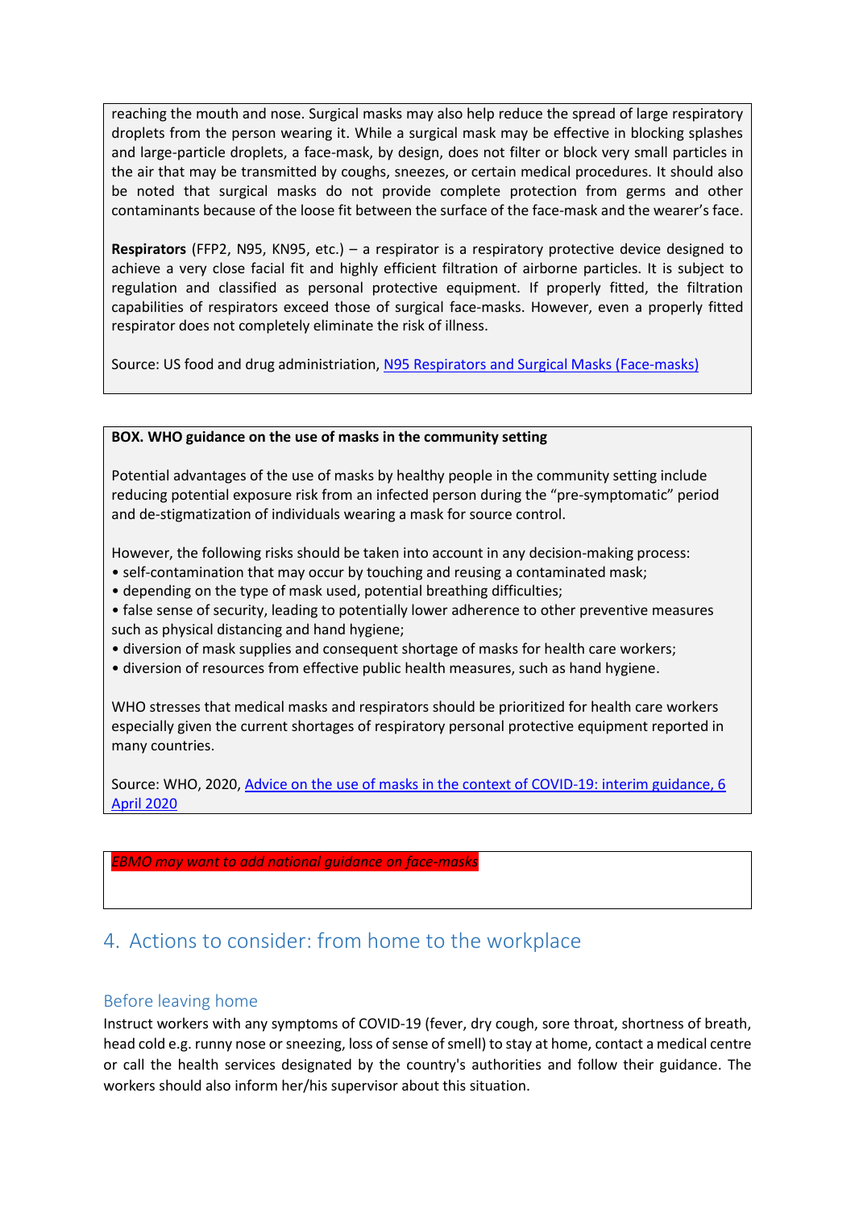reaching the mouth and nose. Surgical masks may also help reduce the spread of large respiratory droplets from the person wearing it. While a surgical mask may be effective in blocking splashes and large-particle droplets, a face-mask, by design, does not filter or block very small particles in the air that may be transmitted by coughs, sneezes, or certain medical procedures. It should also be noted that surgical masks do not provide complete protection from germs and other contaminants because of the loose fit between the surface of the face-mask and the wearer's face.

**Respirators** (FFP2, N95, KN95, etc.) – a respirator is a respiratory protective device designed to achieve a very close facial fit and highly efficient filtration of airborne particles. It is subject to regulation and classified as personal protective equipment. If properly fitted, the filtration capabilities of respirators exceed those of surgical face-masks. However, even a properly fitted respirator does not completely eliminate the risk of illness.

Source: US food and drug administration, N95 Respirators and Surgical Masks (Face-masks)

**BOX. WHO guidance on the use of masks in the community setting**

Potential advantages of the use of masks by healthy people in the community setting include reducing potential exposure risk from an infected person during the "pre-symptomatic" period and de-stigmatization of individuals wearing a mask for source control.

However, the following risks should be taken into account in any decision-making process:

- self-contamination that may occur by touching and reusing a contaminated mask;
- depending on the type of mask used, potential breathing difficulties;
- false sense of security, leading to potentially lower adherence to other preventive measures such as physical distancing and hand hygiene;
- diversion of mask supplies and consequent shortage of masks for health care workers;
- diversion of resources from effective public health measures, such as hand hygiene.

WHO stresses that medical masks and respirators should be prioritized for health care workers especially given the current shortages of respiratory personal protective equipment reported in many countries.

Source: WHO, 2020, Advice on the use of masks in the context of COVID-19: interim guidance, 6 April 2020

*EBMO may want to add national guidance on face-masks*

## 4. Actions to consider: from home to the workplace

### Before leaving home

Instruct workers with any symptoms of COVID-19 (fever, dry cough, sore throat, shortness of breath, head cold e.g. runny nose or sneezing, loss of sense of smell) to stay at home, contact a medical centre or call the health services designated by the country's authorities and follow their guidance. The workers should also inform her/his supervisor about this situation.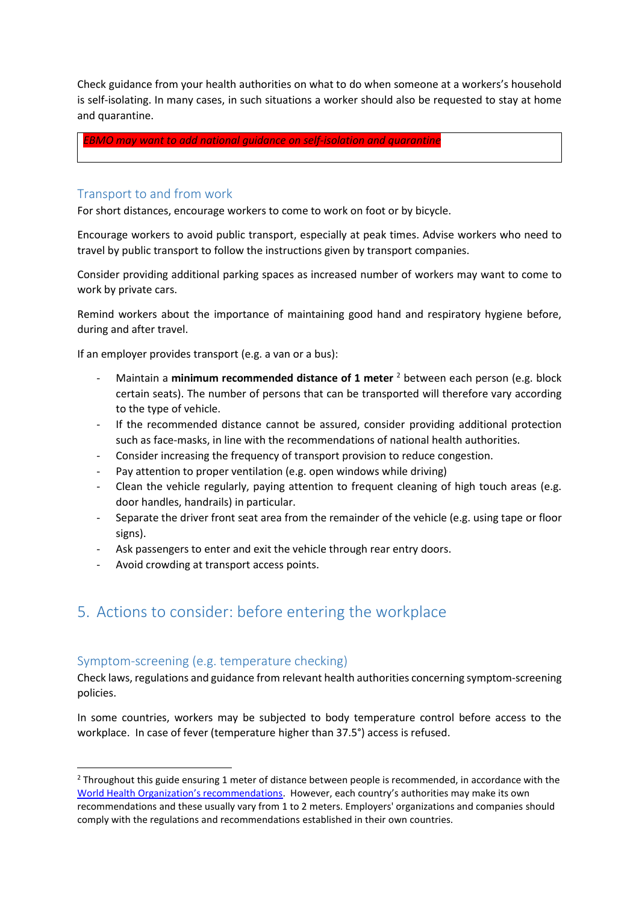Check guidance from your health authorities on what to do when someone at a workers's household is self-isolating. In many cases, in such situations a worker should also be requested to stay at home and quarantine.

*EBMO may want to add national guidance on self-isolation and quarantine*

### Transport to and from work

For short distances, encourage workers to come to work on foot or by bicycle.

Encourage workers to avoid public transport, especially at peak times. Advise workers who need to travel by public transport to follow the instructions given by transport companies.

Consider providing additional parking spaces as increased number of workers may want to come to work by private cars.

Remind workers about the importance of maintaining good hand and respiratory hygiene before, during and after travel.

If an employer provides transport (e.g. a van or a bus):

- Maintain a **minimum recommended distance of 1 meter** [2] between each person (e.g. block certain seats). The number of persons that can be transported will therefore vary according to the type of vehicle.
- If the recommended distance cannot be assured, consider providing additional protection such as face-masks, in line with the recommendations of national health authorities.
- Consider increasing the frequency of transport provision to reduce congestion.
- Pay attention to proper ventilation (e.g. open windows while driving)
- Clean the vehicle regularly, paying attention to frequent cleaning of high touch areas (e.g. door handles, handrails) in particular.
- Separate the driver front seat area from the remainder of the vehicle (e.g. using tape or floor signs).
- Ask passengers to enter and exit the vehicle through rear entry doors.
- Avoid crowding at transport access points.

## 5. Actions to consider: before entering the workplace

### Symptom-screening (e.g. temperature checking)

Check laws, regulations and guidance from relevant health authorities concerning symptom-screening policies.

In some countries, workers may be subjected to body temperature control before access to the workplace. In case of fever (temperature higher than 37.5°) access is refused.

---

[2] Throughout this guide ensuring 1 meter of distance between people is recommended, in accordance with the World Health Organization's recommendations. However, each country's authorities may make its own recommendations and these usually vary from 1 to 2 meters. Employers' organizations and companies should comply with the regulations and recommendations established in their own countries.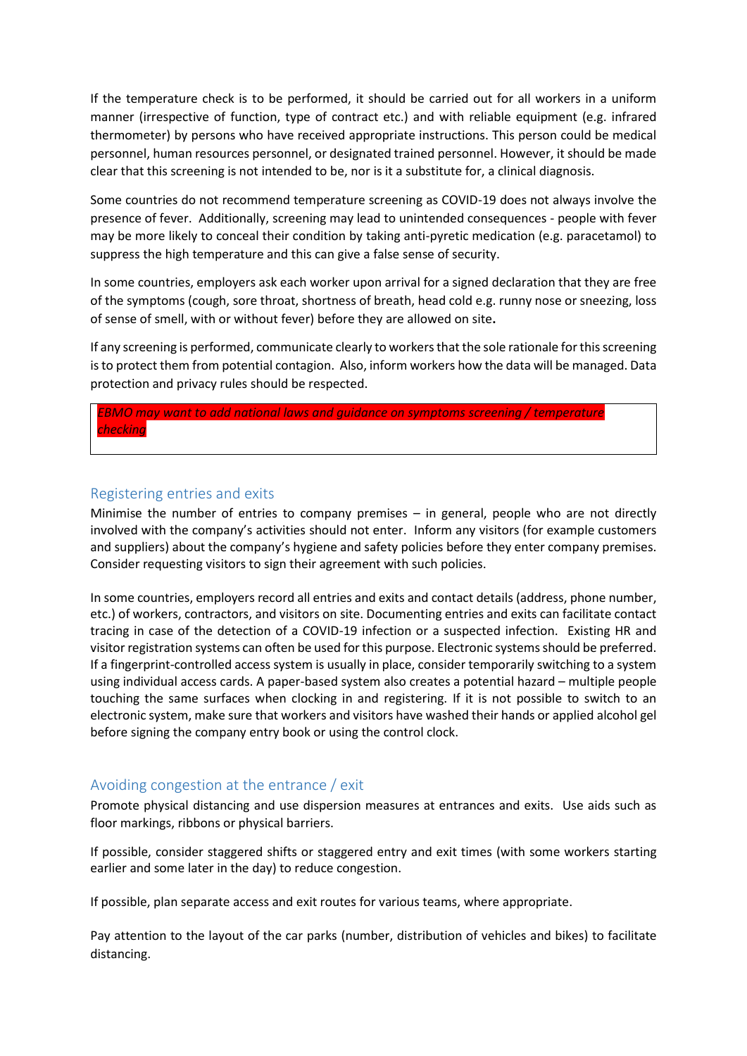If the temperature check is to be performed, it should be carried out for all workers in a uniform manner (irrespective of function, type of contract etc.) and with reliable equipment (e.g. infrared thermometer) by persons who have received appropriate instructions. This person could be medical personnel, human resources personnel, or designated trained personnel. However, it should be made clear that this screening is not intended to be, nor is it a substitute for, a clinical diagnosis.

Some countries do not recommend temperature screening as COVID-19 does not always involve the presence of fever. Additionally, screening may lead to unintended consequences - people with fever may be more likely to conceal their condition by taking anti-pyretic medication (e.g. paracetamol) to suppress the high temperature and this can give a false sense of security.

In some countries, employers ask each worker upon arrival for a signed declaration that they are free of the symptoms (cough, sore throat, shortness of breath, head cold e.g. runny nose or sneezing, loss of sense of smell, with or without fever) before they are allowed on site.

If any screening is performed, communicate clearly to workers that the sole rationale for this screening is to protect them from potential contagion. Also, inform workers how the data will be managed. Data protection and privacy rules should be respected.

*EBMO may want to add national laws and guidance on symptoms screening / temperature checking*

## Registering entries and exits

Minimise the number of entries to company premises – in general, people who are not directly involved with the company's activities should not enter. Inform any visitors (for example customers and suppliers) about the company's hygiene and safety policies before they enter company premises. Consider requesting visitors to sign their agreement with such policies.

In some countries, employers record all entries and exits and contact details (address, phone number, etc.) of workers, contractors, and visitors on site. Documenting entries and exits can facilitate contact tracing in case of the detection of a COVID-19 infection or a suspected infection. Existing HR and visitor registration systems can often be used for this purpose. Electronic systems should be preferred. If a fingerprint-controlled access system is usually in place, consider temporarily switching to a system using individual access cards. A paper-based system also creates a potential hazard – multiple people touching the same surfaces when clocking in and registering. If it is not possible to switch to an electronic system, make sure that workers and visitors have washed their hands or applied alcohol gel before signing the company entry book or using the control clock.

## Avoiding congestion at the entrance / exit

Promote physical distancing and use dispersion measures at entrances and exits. Use aids such as floor markings, ribbons or physical barriers.

If possible, consider staggered shifts or staggered entry and exit times (with some workers starting earlier and some later in the day) to reduce congestion.

If possible, plan separate access and exit routes for various teams, where appropriate.

Pay attention to the layout of the car parks (number, distribution of vehicles and bikes) to facilitate distancing.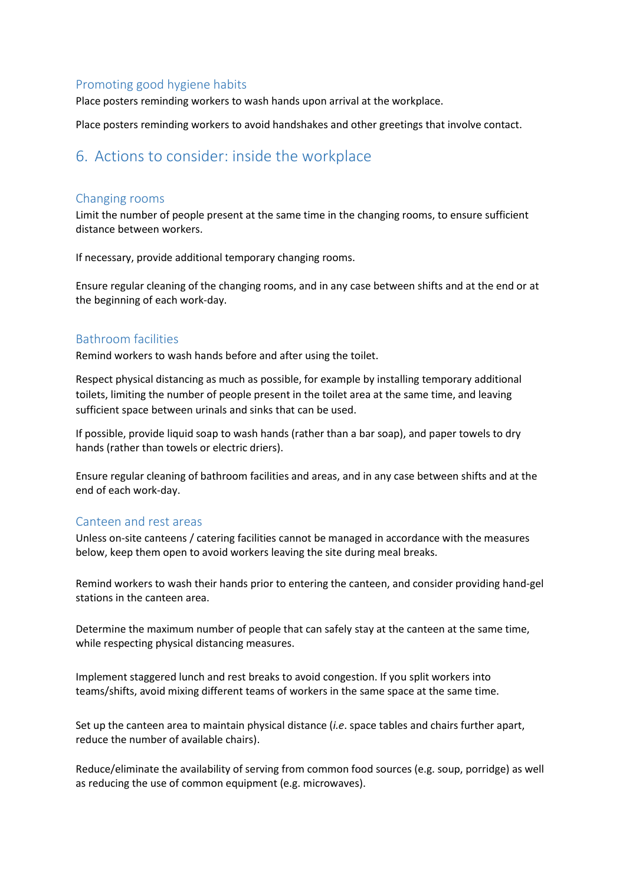### Promoting good hygiene habits

Place posters reminding workers to wash hands upon arrival at the workplace.

Place posters reminding workers to avoid handshakes and other greetings that involve contact.

## 6. Actions to consider: inside the workplace

### Changing rooms

Limit the number of people present at the same time in the changing rooms, to ensure sufficient distance between workers.

If necessary, provide additional temporary changing rooms.

Ensure regular cleaning of the changing rooms, and in any case between shifts and at the end or at the beginning of each work-day.

### Bathroom facilities

Remind workers to wash hands before and after using the toilet.

Respect physical distancing as much as possible, for example by installing temporary additional toilets, limiting the number of people present in the toilet area at the same time, and leaving sufficient space between urinals and sinks that can be used.

If possible, provide liquid soap to wash hands (rather than a bar soap), and paper towels to dry hands (rather than towels or electric driers).

Ensure regular cleaning of bathroom facilities and areas, and in any case between shifts and at the end of each work-day.

### Canteen and rest areas

Unless on-site canteens / catering facilities cannot be managed in accordance with the measures below, keep them open to avoid workers leaving the site during meal breaks.

Remind workers to wash their hands prior to entering the canteen, and consider providing hand-gel stations in the canteen area.

Determine the maximum number of people that can safely stay at the canteen at the same time, while respecting physical distancing measures.

Implement staggered lunch and rest breaks to avoid congestion. If you split workers into teams/shifts, avoid mixing different teams of workers in the same space at the same time.

Set up the canteen area to maintain physical distance (*i.e*. space tables and chairs further apart, reduce the number of available chairs).

Reduce/eliminate the availability of serving from common food sources (e.g. soup, porridge) as well as reducing the use of common equipment (e.g. microwaves).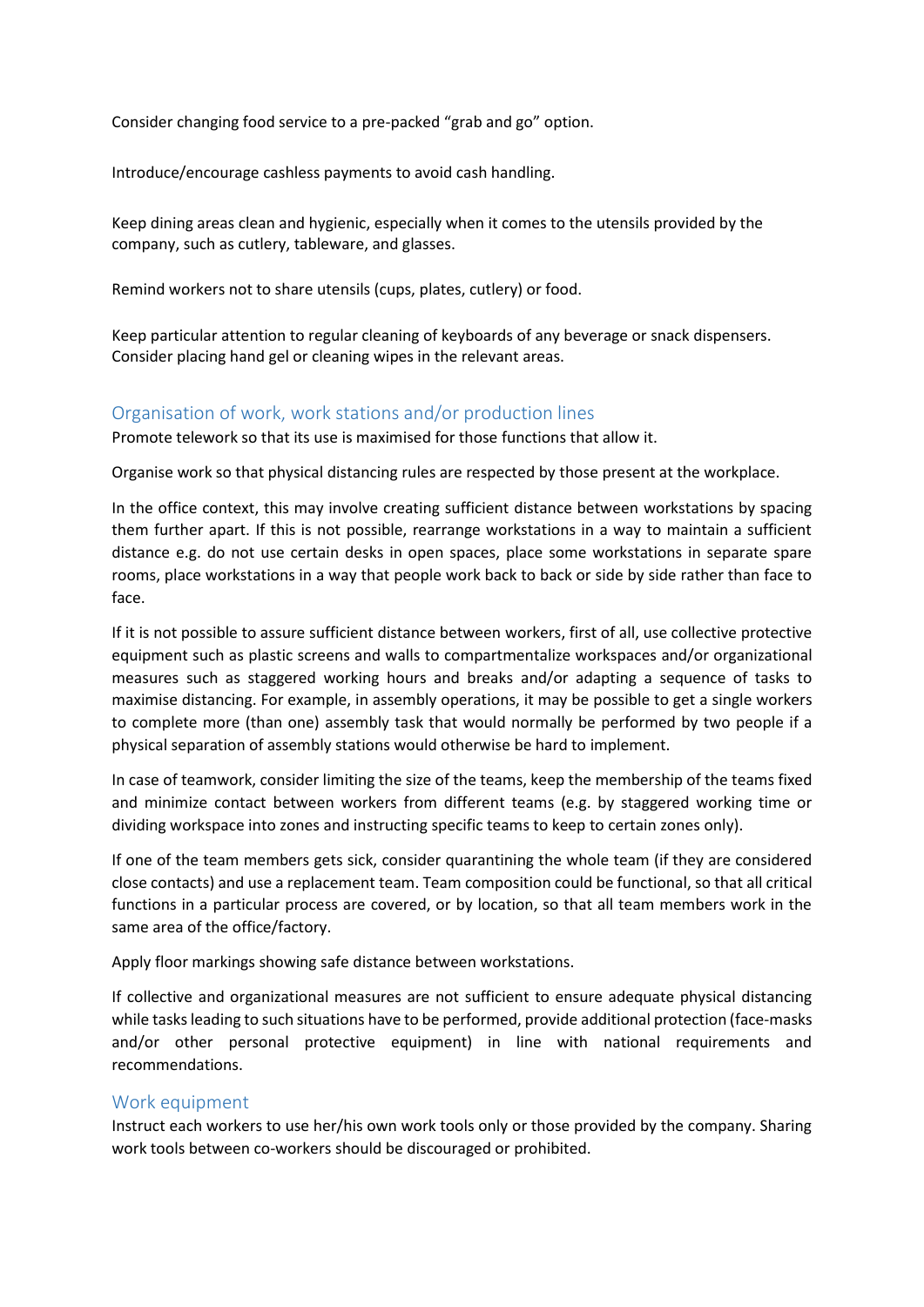Consider changing food service to a pre-packed “grab and go” option.

Introduce/encourage cashless payments to avoid cash handling.

Keep dining areas clean and hygienic, especially when it comes to the utensils provided by the company, such as cutlery, tableware, and glasses.

Remind workers not to share utensils (cups, plates, cutlery) or food.

Keep particular attention to regular cleaning of keyboards of any beverage or snack dispensers. Consider placing hand gel or cleaning wipes in the relevant areas.

## Organisation of work, work stations and/or production lines

Promote telework so that its use is maximised for those functions that allow it.

Organise work so that physical distancing rules are respected by those present at the workplace.

In the office context, this may involve creating sufficient distance between workstations by spacing them further apart. If this is not possible, rearrange workstations in a way to maintain a sufficient distance e.g. do not use certain desks in open spaces, place some workstations in separate spare rooms, place workstations in a way that people work back to back or side by side rather than face to face.

If it is not possible to assure sufficient distance between workers, first of all, use collective protective equipment such as plastic screens and walls to compartmentalize workspaces and/or organizational measures such as staggered working hours and breaks and/or adapting a sequence of tasks to maximise distancing. For example, in assembly operations, it may be possible to get a single workers to complete more (than one) assembly task that would normally be performed by two people if a physical separation of assembly stations would otherwise be hard to implement.

In case of teamwork, consider limiting the size of the teams, keep the membership of the teams fixed and minimize contact between workers from different teams (e.g. by staggered working time or dividing workspace into zones and instructing specific teams to keep to certain zones only).

If one of the team members gets sick, consider quarantining the whole team (if they are considered close contacts) and use a replacement team. Team composition could be functional, so that all critical functions in a particular process are covered, or by location, so that all team members work in the same area of the office/factory.

Apply floor markings showing safe distance between workstations.

If collective and organizational measures are not sufficient to ensure adequate physical distancing while tasks leading to such situations have to be performed, provide additional protection (face-masks and/or other personal protective equipment) in line with national requirements and recommendations.

## Work equipment

Instruct each workers to use her/his own work tools only or those provided by the company. Sharing work tools between co-workers should be discouraged or prohibited.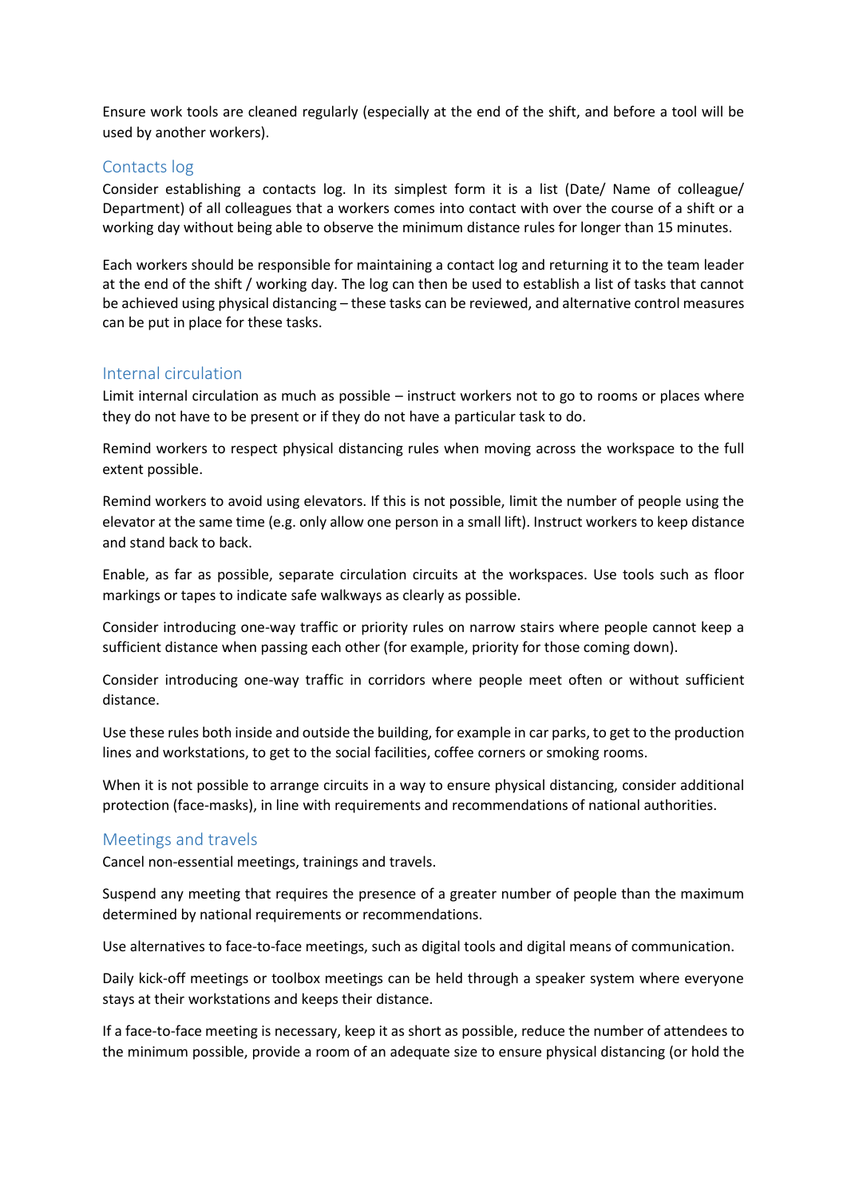Ensure work tools are cleaned regularly (especially at the end of the shift, and before a tool will be used by another workers).

## Contacts log

Consider establishing a contacts log. In its simplest form it is a list (Date/ Name of colleague/ Department) of all colleagues that a workers comes into contact with over the course of a shift or a working day without being able to observe the minimum distance rules for longer than 15 minutes.

Each workers should be responsible for maintaining a contact log and returning it to the team leader at the end of the shift / working day. The log can then be used to establish a list of tasks that cannot be achieved using physical distancing – these tasks can be reviewed, and alternative control measures can be put in place for these tasks.

## Internal circulation

Limit internal circulation as much as possible – instruct workers not to go to rooms or places where they do not have to be present or if they do not have a particular task to do.

Remind workers to respect physical distancing rules when moving across the workspace to the full extent possible.

Remind workers to avoid using elevators. If this is not possible, limit the number of people using the elevator at the same time (e.g. only allow one person in a small lift). Instruct workers to keep distance and stand back to back.

Enable, as far as possible, separate circulation circuits at the workspaces. Use tools such as floor markings or tapes to indicate safe walkways as clearly as possible.

Consider introducing one-way traffic or priority rules on narrow stairs where people cannot keep a sufficient distance when passing each other (for example, priority for those coming down).

Consider introducing one-way traffic in corridors where people meet often or without sufficient distance.

Use these rules both inside and outside the building, for example in car parks, to get to the production lines and workstations, to get to the social facilities, coffee corners or smoking rooms.

When it is not possible to arrange circuits in a way to ensure physical distancing, consider additional protection (face-masks), in line with requirements and recommendations of national authorities.

## Meetings and travels

Cancel non-essential meetings, trainings and travels.

Suspend any meeting that requires the presence of a greater number of people than the maximum determined by national requirements or recommendations.

Use alternatives to face-to-face meetings, such as digital tools and digital means of communication.

Daily kick-off meetings or toolbox meetings can be held through a speaker system where everyone stays at their workstations and keeps their distance.

If a face-to-face meeting is necessary, keep it as short as possible, reduce the number of attendees to the minimum possible, provide a room of an adequate size to ensure physical distancing (or hold the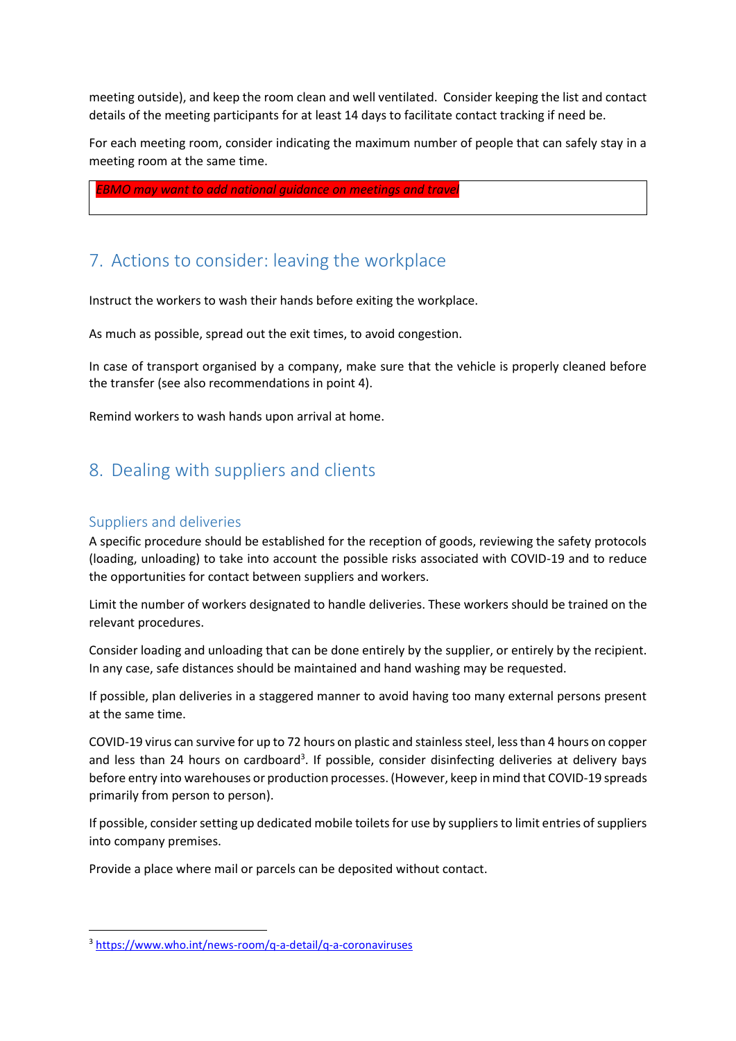meeting outside), and keep the room clean and well ventilated. Consider keeping the list and contact details of the meeting participants for at least 14 days to facilitate contact tracking if need be.

For each meeting room, consider indicating the maximum number of people that can safely stay in a meeting room at the same time.

*EBMO may want to add national guidance on meetings and travel*

## 7. Actions to consider: leaving the workplace

Instruct the workers to wash their hands before exiting the workplace.

As much as possible, spread out the exit times, to avoid congestion.

In case of transport organised by a company, make sure that the vehicle is properly cleaned before the transfer (see also recommendations in point 4).

Remind workers to wash hands upon arrival at home.

## 8. Dealing with suppliers and clients

### Suppliers and deliveries

A specific procedure should be established for the reception of goods, reviewing the safety protocols (loading, unloading) to take into account the possible risks associated with COVID-19 and to reduce the opportunities for contact between suppliers and workers.

Limit the number of workers designated to handle deliveries. These workers should be trained on the relevant procedures.

Consider loading and unloading that can be done entirely by the supplier, or entirely by the recipient. In any case, safe distances should be maintained and hand washing may be requested.

If possible, plan deliveries in a staggered manner to avoid having too many external persons present at the same time.

COVID-19 virus can survive for up to 72 hours on plastic and stainless steel, less than 4 hours on copper and less than 24 hours on cardboard[3]. If possible, consider disinfecting deliveries at delivery bays before entry into warehouses or production processes. (However, keep in mind that COVID-19 spreads primarily from person to person).

If possible, consider setting up dedicated mobile toilets for use by suppliers to limit entries of suppliers into company premises.

Provide a place where mail or parcels can be deposited without contact.

---

[3] https://www.who.int/news-room/q-a-detail/q-a-coronaviruses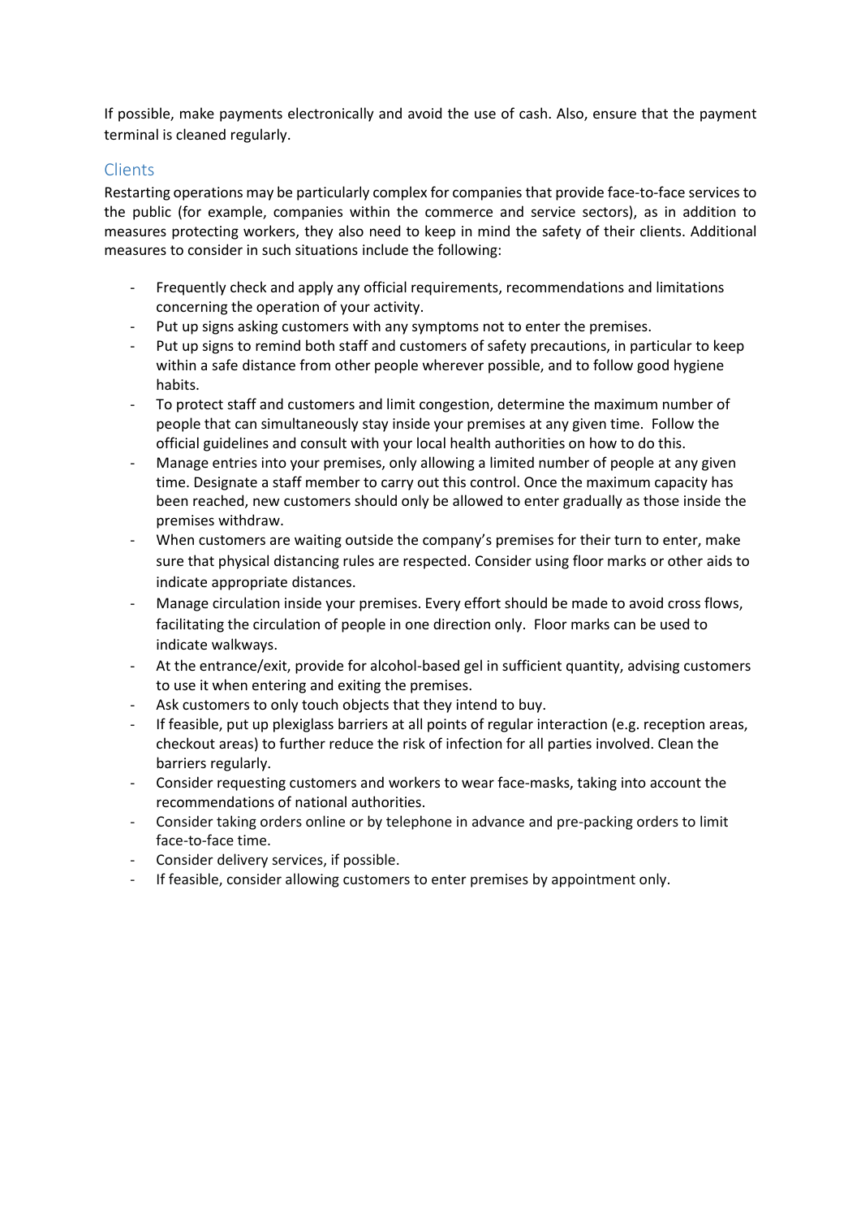If possible, make payments electronically and avoid the use of cash. Also, ensure that the payment terminal is cleaned regularly.

## Clients

Restarting operations may be particularly complex for companies that provide face-to-face services to the public (for example, companies within the commerce and service sectors), as in addition to measures protecting workers, they also need to keep in mind the safety of their clients. Additional measures to consider in such situations include the following:

- Frequently check and apply any official requirements, recommendations and limitations concerning the operation of your activity.
- Put up signs asking customers with any symptoms not to enter the premises.
- Put up signs to remind both staff and customers of safety precautions, in particular to keep within a safe distance from other people wherever possible, and to follow good hygiene habits.
- To protect staff and customers and limit congestion, determine the maximum number of people that can simultaneously stay inside your premises at any given time. Follow the official guidelines and consult with your local health authorities on how to do this.
- Manage entries into your premises, only allowing a limited number of people at any given time. Designate a staff member to carry out this control. Once the maximum capacity has been reached, new customers should only be allowed to enter gradually as those inside the premises withdraw.
- When customers are waiting outside the company's premises for their turn to enter, make sure that physical distancing rules are respected. Consider using floor marks or other aids to indicate appropriate distances.
- Manage circulation inside your premises. Every effort should be made to avoid cross flows, facilitating the circulation of people in one direction only. Floor marks can be used to indicate walkways.
- At the entrance/exit, provide for alcohol-based gel in sufficient quantity, advising customers to use it when entering and exiting the premises.
- Ask customers to only touch objects that they intend to buy.
- If feasible, put up plexiglass barriers at all points of regular interaction (e.g. reception areas, checkout areas) to further reduce the risk of infection for all parties involved. Clean the barriers regularly.
- Consider requesting customers and workers to wear face-masks, taking into account the recommendations of national authorities.
- Consider taking orders online or by telephone in advance and pre-packing orders to limit face-to-face time.
- Consider delivery services, if possible.
- If feasible, consider allowing customers to enter premises by appointment only.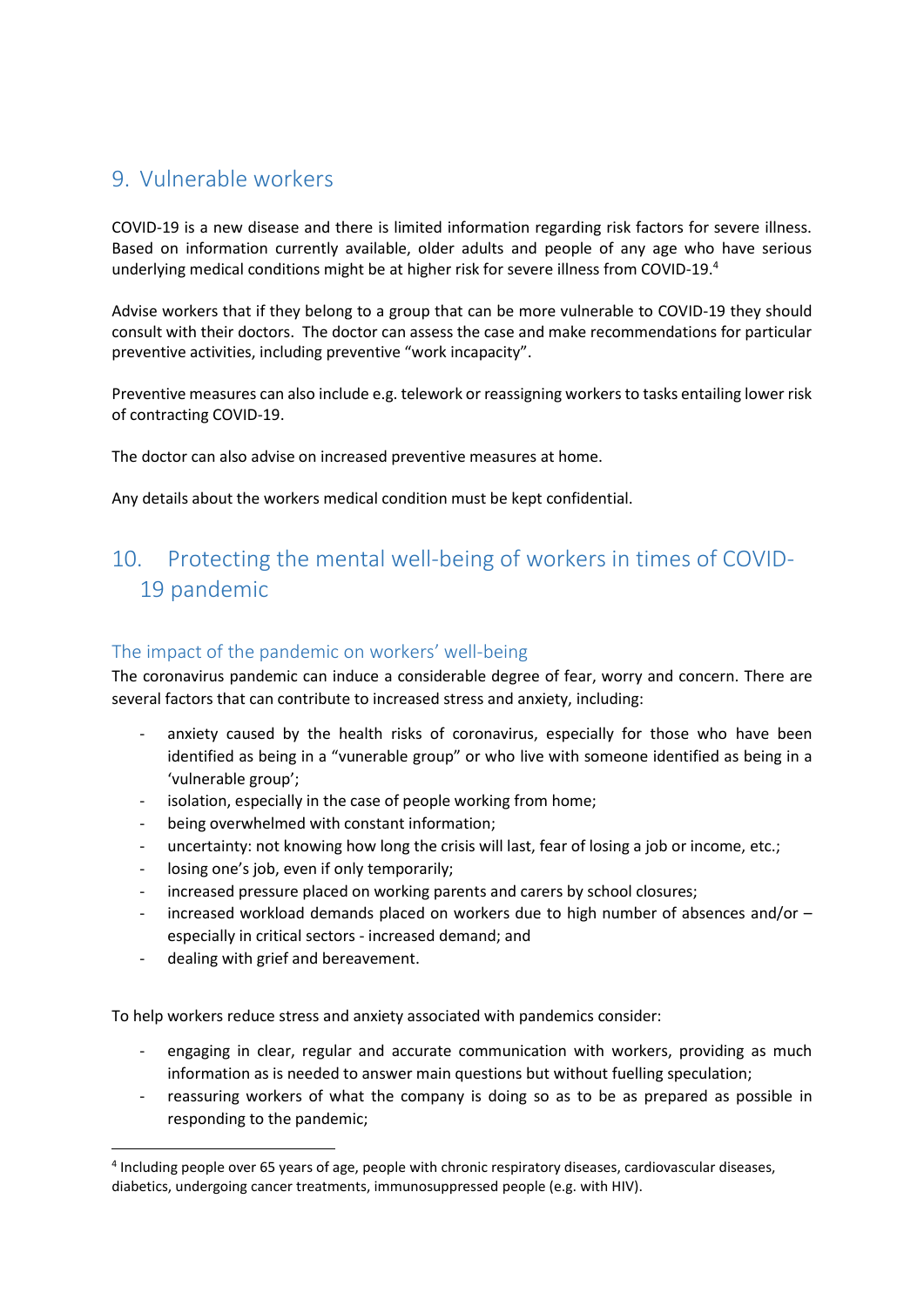## 9. Vulnerable workers

COVID-19 is a new disease and there is limited information regarding risk factors for severe illness. Based on information currently available, older adults and people of any age who have serious underlying medical conditions might be at higher risk for severe illness from COVID-19.[4]

Advise workers that if they belong to a group that can be more vulnerable to COVID-19 they should consult with their doctors. The doctor can assess the case and make recommendations for particular preventive activities, including preventive "work incapacity".

Preventive measures can also include e.g. telework or reassigning workers to tasks entailing lower risk of contracting COVID-19.

The doctor can also advise on increased preventive measures at home.

Any details about the workers medical condition must be kept confidential.

## 10. Protecting the mental well-being of workers in times of COVID-19 pandemic

### The impact of the pandemic on workers' well-being

The coronavirus pandemic can induce a considerable degree of fear, worry and concern. There are several factors that can contribute to increased stress and anxiety, including:

- anxiety caused by the health risks of coronavirus, especially for those who have been identified as being in a "vunerable group" or who live with someone identified as being in a 'vulnerable group';
- isolation, especially in the case of people working from home;
- being overwhelmed with constant information;
- uncertainty: not knowing how long the crisis will last, fear of losing a job or income, etc.;
- losing one's job, even if only temporarily;
- increased pressure placed on working parents and carers by school closures;
- increased workload demands placed on workers due to high number of absences and/or – especially in critical sectors - increased demand; and
- dealing with grief and bereavement.

To help workers reduce stress and anxiety associated with pandemics consider:

- engaging in clear, regular and accurate communication with workers, providing as much information as is needed to answer main questions but without fuelling speculation;
- reassuring workers of what the company is doing so as to be as prepared as possible in responding to the pandemic;

[4] Including people over 65 years of age, people with chronic respiratory diseases, cardiovascular diseases, diabetics, undergoing cancer treatments, immunosuppressed people (e.g. with HIV).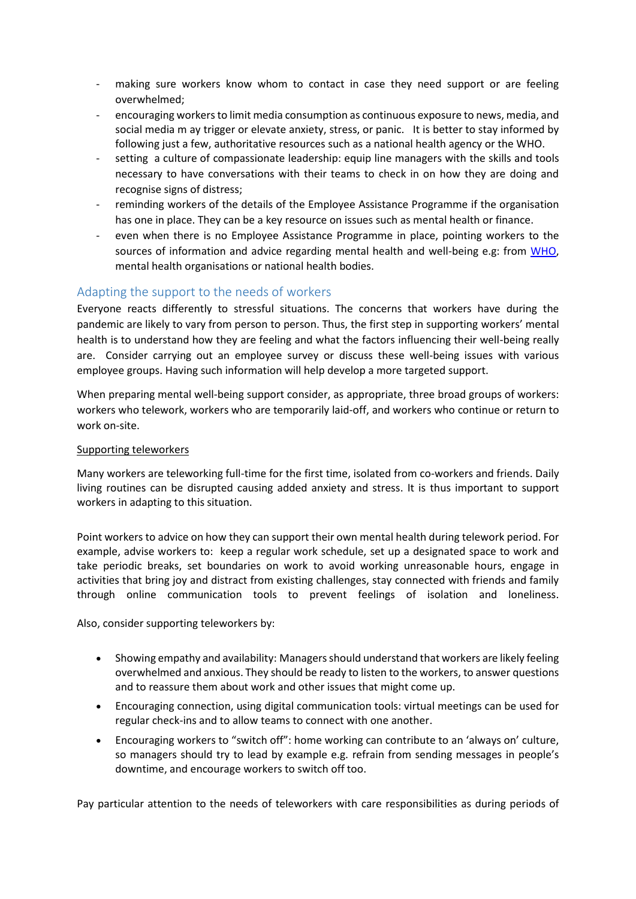- making sure workers know whom to contact in case they need support or are feeling overwhelmed;
- encouraging workers to limit media consumption as continuous exposure to news, media, and social media m ay trigger or elevate anxiety, stress, or panic. It is better to stay informed by following just a few, authoritative resources such as a national health agency or the WHO.
- setting a culture of compassionate leadership: equip line managers with the skills and tools necessary to have conversations with their teams to check in on how they are doing and recognise signs of distress;
- reminding workers of the details of the Employee Assistance Programme if the organisation has one in place. They can be a key resource on issues such as mental health or finance.
- even when there is no Employee Assistance Programme in place, pointing workers to the sources of information and advice regarding mental health and well-being e.g: from WHO, mental health organisations or national health bodies.

## Adapting the support to the needs of workers

Everyone reacts differently to stressful situations. The concerns that workers have during the pandemic are likely to vary from person to person. Thus, the first step in supporting workers' mental health is to understand how they are feeling and what the factors influencing their well-being really are. Consider carrying out an employee survey or discuss these well-being issues with various employee groups. Having such information will help develop a more targeted support.

When preparing mental well-being support consider, as appropriate, three broad groups of workers: workers who telework, workers who are temporarily laid-off, and workers who continue or return to work on-site.

### Supporting teleworkers

Many workers are teleworking full-time for the first time, isolated from co-workers and friends. Daily living routines can be disrupted causing added anxiety and stress. It is thus important to support workers in adapting to this situation.

Point workers to advice on how they can support their own mental health during telework period. For example, advise workers to: keep a regular work schedule, set up a designated space to work and take periodic breaks, set boundaries on work to avoid working unreasonable hours, engage in activities that bring joy and distract from existing challenges, stay connected with friends and family through online communication tools to prevent feelings of isolation and loneliness.

Also, consider supporting teleworkers by:

- Showing empathy and availability: Managers should understand that workers are likely feeling overwhelmed and anxious. They should be ready to listen to the workers, to answer questions and to reassure them about work and other issues that might come up.
- Encouraging connection, using digital communication tools: virtual meetings can be used for regular check-ins and to allow teams to connect with one another.
- Encouraging workers to "switch off": home working can contribute to an 'always on' culture, so managers should try to lead by example e.g. refrain from sending messages in people's downtime, and encourage workers to switch off too.

Pay particular attention to the needs of teleworkers with care responsibilities as during periods of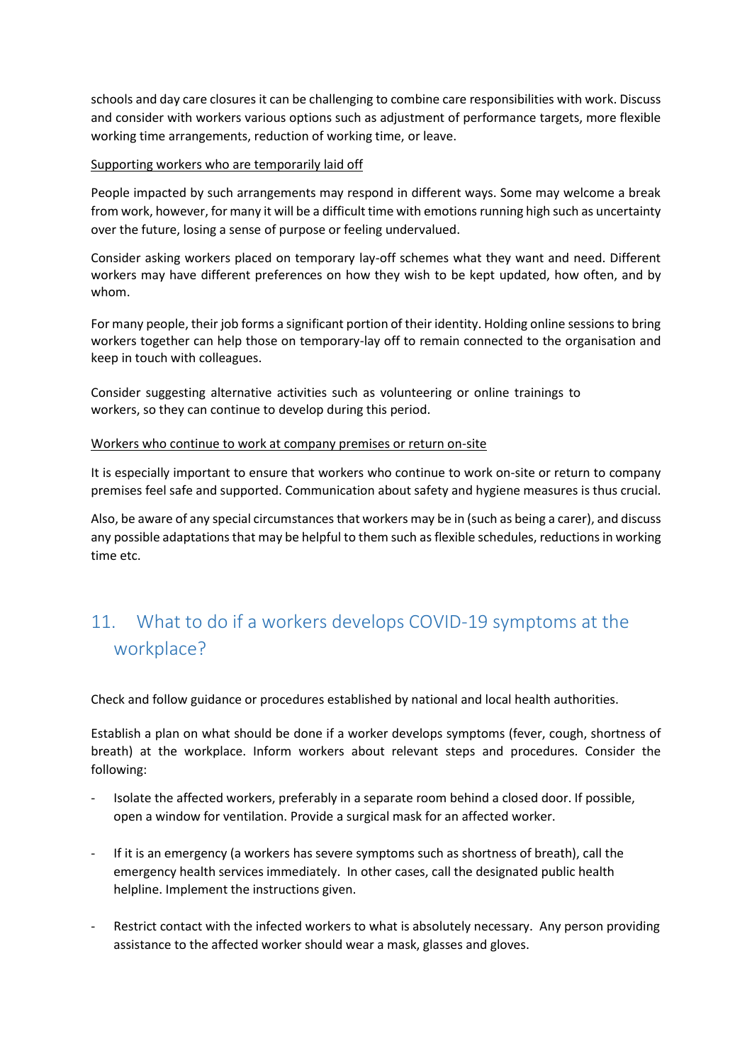schools and day care closures it can be challenging to combine care responsibilities with work. Discuss and consider with workers various options such as adjustment of performance targets, more flexible working time arrangements, reduction of working time, or leave.

Supporting workers who are temporarily laid off

People impacted by such arrangements may respond in different ways. Some may welcome a break from work, however, for many it will be a difficult time with emotions running high such as uncertainty over the future, losing a sense of purpose or feeling undervalued.

Consider asking workers placed on temporary lay-off schemes what they want and need. Different workers may have different preferences on how they wish to be kept updated, how often, and by whom.

For many people, their job forms a significant portion of their identity. Holding online sessions to bring workers together can help those on temporary-lay off to remain connected to the organisation and keep in touch with colleagues.

Consider suggesting alternative activities such as volunteering or online trainings to workers, so they can continue to develop during this period.

Workers who continue to work at company premises or return on-site

It is especially important to ensure that workers who continue to work on-site or return to company premises feel safe and supported. Communication about safety and hygiene measures is thus crucial.

Also, be aware of any special circumstances that workers may be in (such as being a carer), and discuss any possible adaptations that may be helpful to them such as flexible schedules, reductions in working time etc.

## 11. What to do if a workers develops COVID-19 symptoms at the workplace?

Check and follow guidance or procedures established by national and local health authorities.

Establish a plan on what should be done if a worker develops symptoms (fever, cough, shortness of breath) at the workplace. Inform workers about relevant steps and procedures. Consider the following:

- Isolate the affected workers, preferably in a separate room behind a closed door. If possible, open a window for ventilation. Provide a surgical mask for an affected worker.

- If it is an emergency (a workers has severe symptoms such as shortness of breath), call the emergency health services immediately. In other cases, call the designated public health helpline. Implement the instructions given.

- Restrict contact with the infected workers to what is absolutely necessary. Any person providing assistance to the affected worker should wear a mask, glasses and gloves.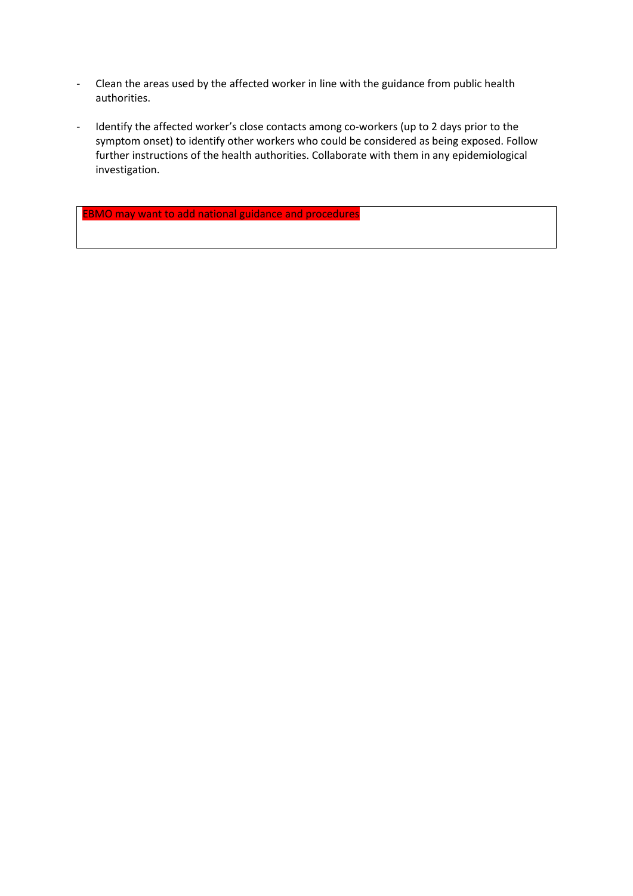- Clean the areas used by the affected worker in line with the guidance from public health authorities.

- Identify the affected worker's close contacts among co-workers (up to 2 days prior to the symptom onset) to identify other workers who could be considered as being exposed. Follow further instructions of the health authorities. Collaborate with them in any epidemiological investigation.

| EBMO may want to add national guidance and procedures |
| --- |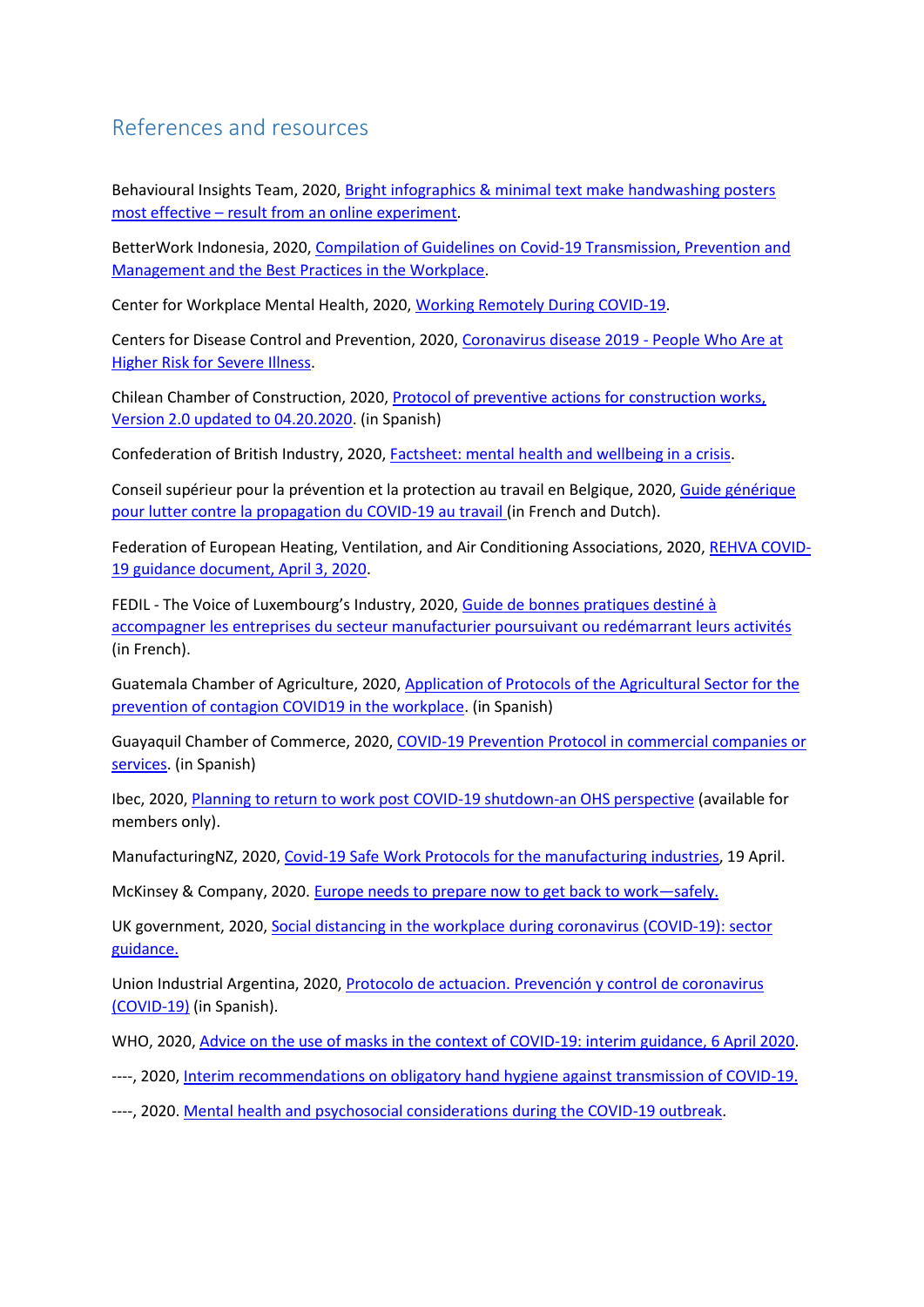## References and resources

Behavioural Insights Team, 2020, Bright infographics & minimal text make handwashing posters most effective – result from an online experiment.

BetterWork Indonesia, 2020, Compilation of Guidelines on Covid-19 Transmission, Prevention and Management and the Best Practices in the Workplace.

Center for Workplace Mental Health, 2020, Working Remotely During COVID-19.

Centers for Disease Control and Prevention, 2020, Coronavirus disease 2019 - People Who Are at Higher Risk for Severe Illness.

Chilean Chamber of Construction, 2020, Protocol of preventive actions for construction works, Version 2.0 updated to 04.20.2020. (in Spanish)

Confederation of British Industry, 2020, Factsheet: mental health and wellbeing in a crisis.

Conseil supérieur pour la prévention et la protection au travail en Belgique, 2020, Guide générique pour lutter contre la propagation du COVID-19 au travail (in French and Dutch).

Federation of European Heating, Ventilation, and Air Conditioning Associations, 2020, REHVA COVID-19 guidance document, April 3, 2020.

FEDIL - The Voice of Luxembourg's Industry, 2020, Guide de bonnes pratiques destiné à accompagner les entreprises du secteur manufacturier poursuivant ou redémarrant leurs activités (in French).

Guatemala Chamber of Agriculture, 2020, Application of Protocols of the Agricultural Sector for the prevention of contagion COVID19 in the workplace. (in Spanish)

Guayaquil Chamber of Commerce, 2020, COVID-19 Prevention Protocol in commercial companies or services. (in Spanish)

Ibec, 2020, Planning to return to work post COVID-19 shutdown-an OHS perspective (available for members only).

ManufacturingNZ, 2020, Covid-19 Safe Work Protocols for the manufacturing industries, 19 April.

McKinsey & Company, 2020. Europe needs to prepare now to get back to work—safely.

UK government, 2020, Social distancing in the workplace during coronavirus (COVID-19): sector guidance.

Union Industrial Argentina, 2020, Protocolo de actuacion. Prevención y control de coronavirus (COVID-19) (in Spanish).

WHO, 2020, Advice on the use of masks in the context of COVID-19: interim guidance, 6 April 2020.

----, 2020, Interim recommendations on obligatory hand hygiene against transmission of COVID-19.

----, 2020. Mental health and psychosocial considerations during the COVID-19 outbreak.